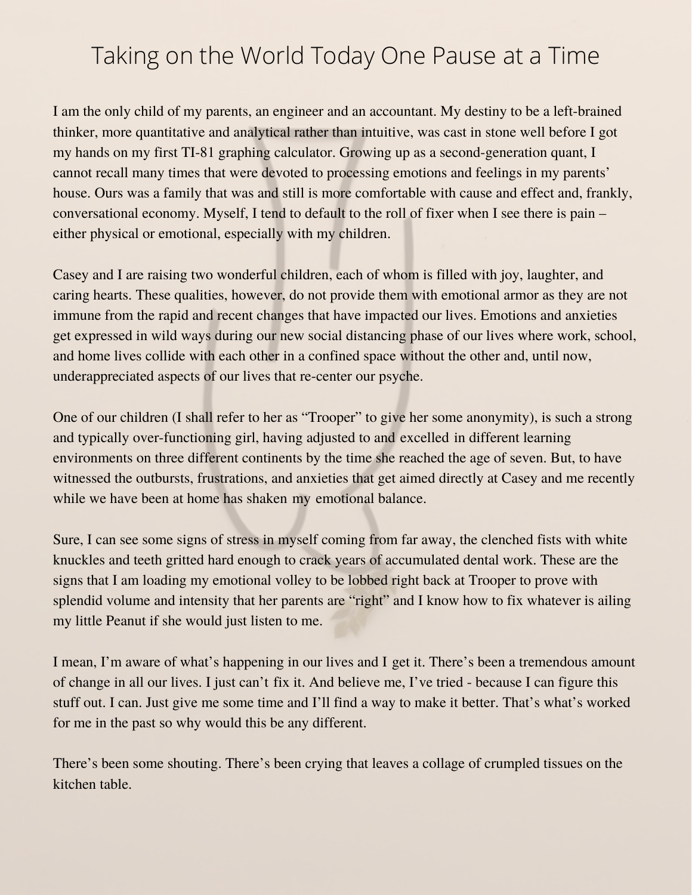# Taking on the World Today One Pause at a Time

I am the only child of my parents, an engineer and an accountant. My destiny to be a left-brained thinker, more quantitative and analytical rather than intuitive, was cast in stone well before I got my hands on my first TI-81 graphing calculator. Growing up as a second-generation quant, I cannot recall many times that were devoted to processing emotions and feelings in my parents' house. Ours was a family that was and still is more comfortable with cause and effect and, frankly, conversational economy. Myself, I tend to default to the roll of fixer when I see there is pain – either physical or emotional, especially with my children.

Casey and I are raising two wonderful children, each of whom is filled with joy, laughter, and caring hearts. These qualities, however, do not provide them with emotional armor as they are not immune from the rapid and recent changes that have impacted our lives. Emotions and anxieties get expressed in wild ways during our new social distancing phase of our lives where work, school, and home lives collide with each other in a confined space without the other and, until now, underappreciated aspects of our lives that re-center our psyche.

One of our children (I shall refer to her as "Trooper" to give her some anonymity), is such a strong and typically over-functioning girl, having adjusted to and excelled in different learning environments on three different continents by the time she reached the age of seven. But, to have witnessed the outbursts, frustrations, and anxieties that get aimed directly at Casey and me recently while we have been at home has shaken my emotional balance.

Sure, I can see some signs of stress in myself coming from far away, the clenched fists with white knuckles and teeth gritted hard enough to crack years of accumulated dental work. These are the signs that I am loading my emotional volley to be lobbed right back at Trooper to prove with splendid volume and intensity that her parents are "right" and I know how to fix whatever is ailing my little Peanut if she would just listen to me.

I mean, I'm aware of what's happening in our lives and I get it. There's been a tremendous amount of change in all our lives. I just can't fix it. And believe me, I've tried - because I can figure this stuff out. I can. Just give me some time and I'll find a way to make it better. That's what's worked for me in the past so why would this be any different.

There's been some shouting. There's been crying that leaves a collage of crumpled tissues on the kitchen table.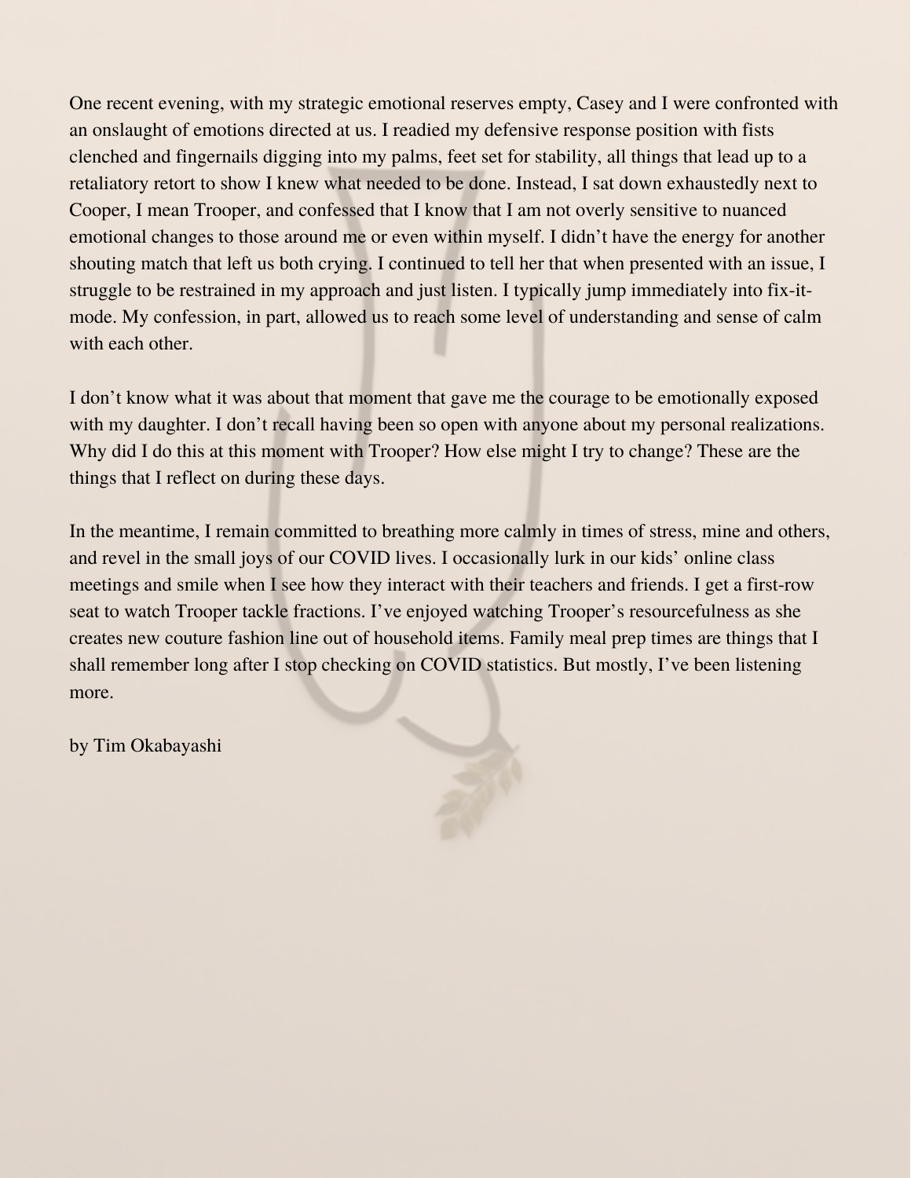One recent evening, with my strategic emotional reserves empty, Casey and I were confronted with an onslaught of emotions directed at us. I readied my defensive response position with fists clenched and fingernails digging into my palms, feet set for stability, all things that lead up to a retaliatory retort to show I knew what needed to be done. Instead, I sat down exhaustedly next to Cooper, I mean Trooper, and confessed that I know that I am not overly sensitive to nuanced emotional changes to those around me or even within myself. I didn't have the energy for another shouting match that left us both crying. I continued to tell her that when presented with an issue, I struggle to be restrained in my approach and just listen. I typically jump immediately into fix-it-mode. My confession, in part, allowed us to reach some level of understanding and sense of calm with each other.

I don't know what it was about that moment that gave me the courage to be emotionally exposed with my daughter. I don't recall having been so open with anyone about my personal realizations. Why did I do this at this moment with Trooper? How else might I try to change? These are the things that I reflect on during these days.

In the meantime, I remain committed to breathing more calmly in times of stress, mine and others, and revel in the small joys of our COVID lives. I occasionally lurk in our kids' online class meetings and smile when I see how they interact with their teachers and friends. I get a first-row seat to watch Trooper tackle fractions. I've enjoyed watching Trooper's resourcefulness as she creates new couture fashion line out of household items. Family meal prep times are things that I shall remember long after I stop checking on COVID statistics. But mostly, I've been listening more.

by Tim Okabayashi